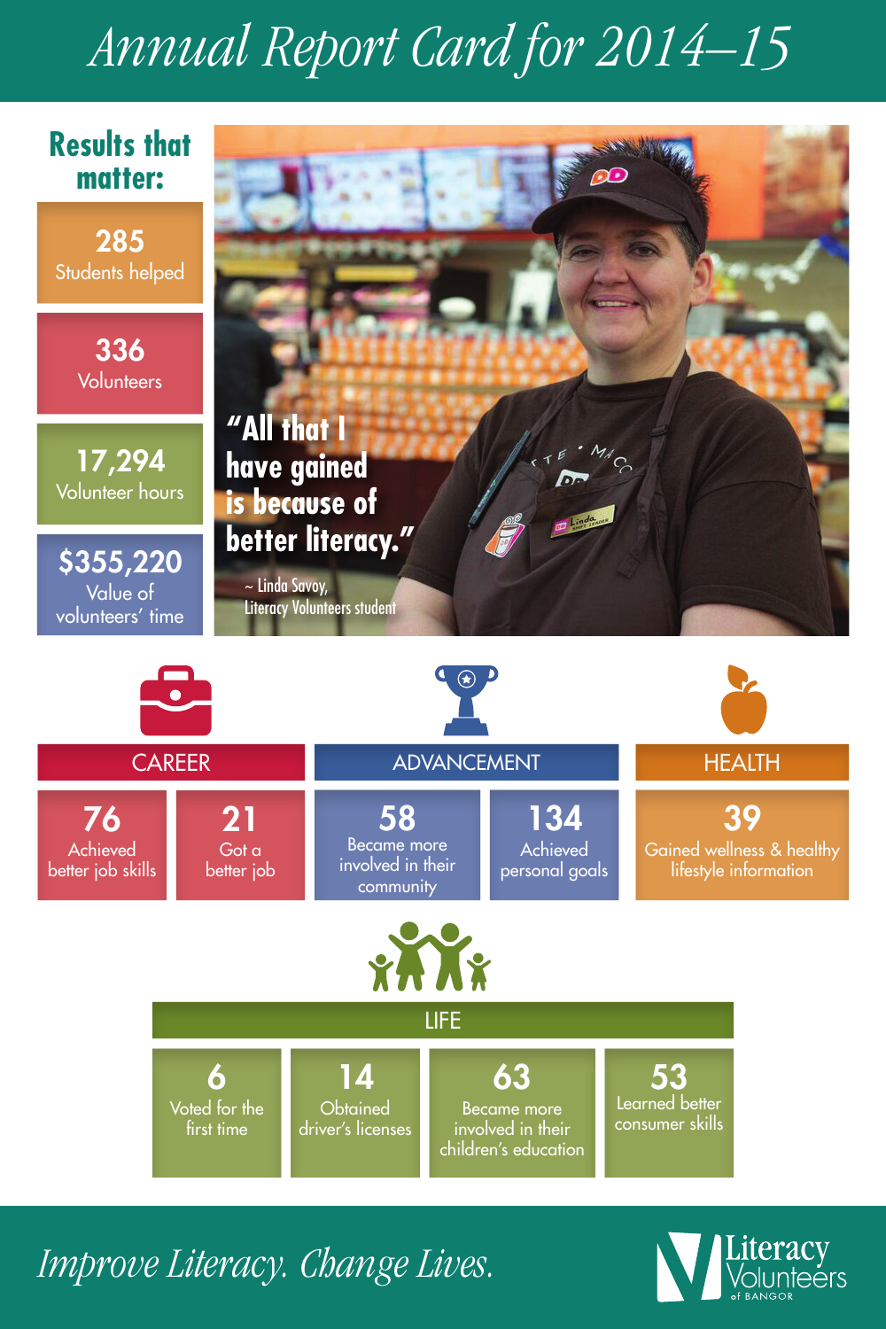# Annual Report Card for 2014–15

## Results that matter:

**285**
Students helped

**336**
Volunteers

**17,294**
Volunteer hours

**$355,220**
Value of volunteers' time

**"All that I have gained is because of better literacy."**

~ Linda Savoy,
Literacy Volunteers student

## CAREER

**76**
Achieved better job skills

**21**
Got a better job

## ADVANCEMENT

**58**
Became more involved in their community

**134**
Achieved personal goals

## HEALTH

**39**
Gained wellness & healthy lifestyle information

## LIFE

**6**
Voted for the first time

**14**
Obtained driver's licenses

**63**
Became more involved in their children's education

**53**
Learned better consumer skills

*Improve Literacy. Change Lives.*

Literacy Volunteers of BANGOR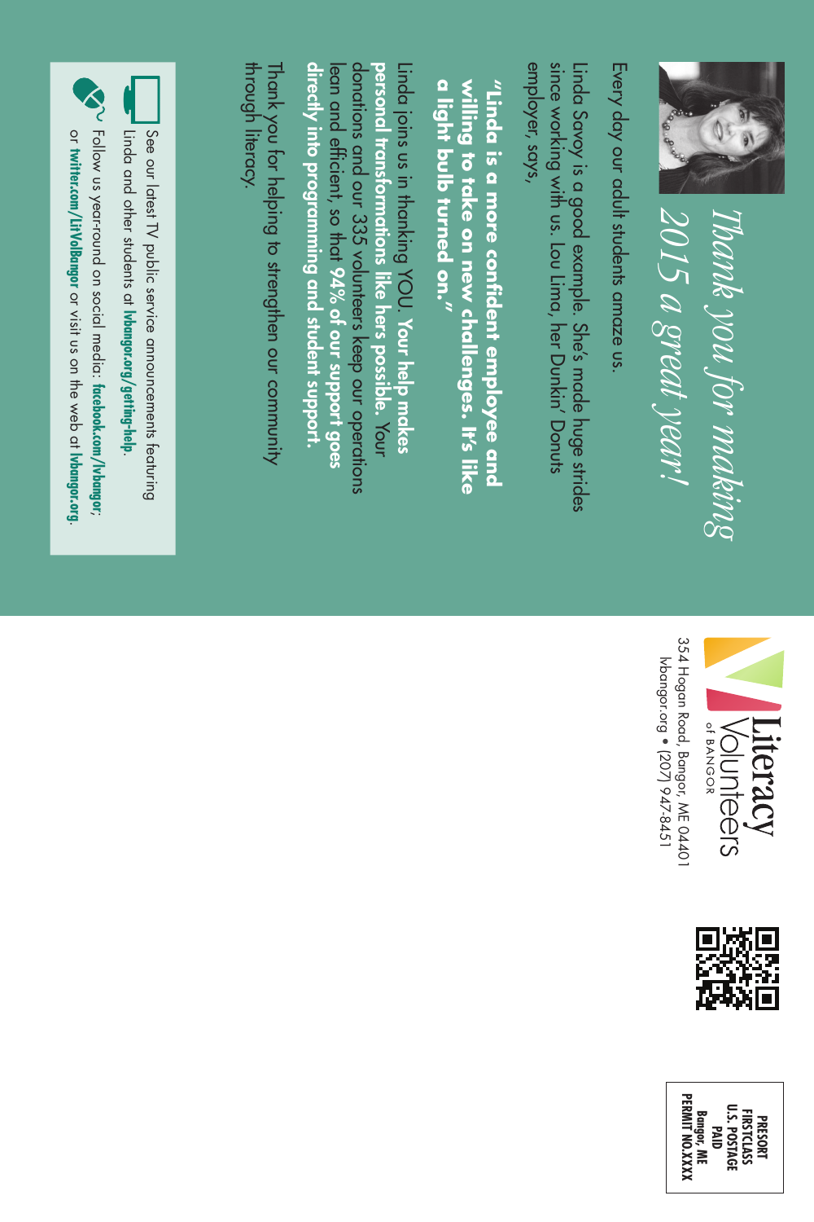# *Thank you for making 2015 a great year!*

Every day our adult students amaze us.

Linda Savoy is a good example. She's made huge strides since working with us. Lou Lima, her Dunkin' Donuts employer, says,

**"Linda is a more confident employee and willing to take on new challenges. It's like a light bulb turned on."**

Linda joins us in thanking YOU. **Your help makes personal transformations like hers possible.** Your donations and our 335 volunteers keep our operations lean and efficient, so that **94% of our support goes directly into programming and student support.**

Thank you for helping to strengthen our community through literacy.

See our latest TV public service announcements featuring Linda and other students at **lvbangor.org/getting-help**.

Follow us year-round on social media: **facebook.com/lvbangor**; or **twitter.com/LitVolBangor** or visit us on the web at **lvbangor.org**.

Literacy Volunteers of BANGOR

354 Hogan Road, Bangor, ME 04401

lvbangor.org • (207) 947-8451

PRESORT
FIRSTCLASS
U.S. POSTAGE
PAID
Bangor, ME
PERMIT NO.XXX